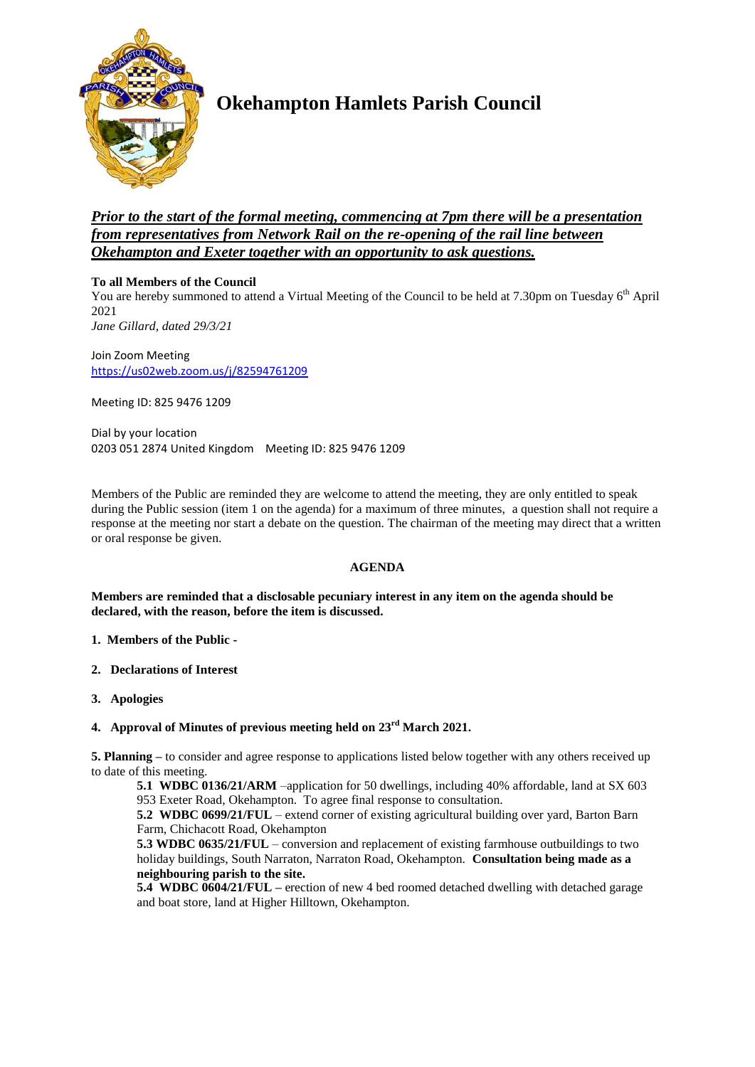# Okehampton Hamlets Parish Council

***Prior to the start of the formal meeting, commencing at 7pm there will be a presentation from representatives from Network Rail on the re-opening of the rail line between Okehampton and Exeter together with an opportunity to ask questions.***

**To all Members of the Council**

You are hereby summoned to attend a Virtual Meeting of the Council to be held at 7.30pm on Tuesday 6th April 2021

*Jane Gillard, dated 29/3/21*

Join Zoom Meeting
https://us02web.zoom.us/j/82594761209

Meeting ID: 825 9476 1209

Dial by your location
0203 051 2874 United Kingdom    Meeting ID: 825 9476 1209

Members of the Public are reminded they are welcome to attend the meeting, they are only entitled to speak during the Public session (item 1 on the agenda) for a maximum of three minutes, a question shall not require a response at the meeting nor start a debate on the question. The chairman of the meeting may direct that a written or oral response be given.

## AGENDA

**Members are reminded that a disclosable pecuniary interest in any item on the agenda should be declared, with the reason, before the item is discussed.**

1. **Members of the Public -**
2. **Declarations of Interest**
3. **Apologies**
4. **Approval of Minutes of previous meeting held on 23rd March 2021.**

**5. Planning –** to consider and agree response to applications listed below together with any others received up to date of this meeting.

**5.1 WDBC 0136/21/ARM** –application for 50 dwellings, including 40% affordable, land at SX 603 953 Exeter Road, Okehampton. To agree final response to consultation.

**5.2 WDBC 0699/21/FUL** – extend corner of existing agricultural building over yard, Barton Barn Farm, Chichacott Road, Okehampton

**5.3 WDBC 0635/21/FUL** – conversion and replacement of existing farmhouse outbuildings to two holiday buildings, South Narraton, Narraton Road, Okehampton. **Consultation being made as a neighbouring parish to the site.**

**5.4 WDBC 0604/21/FUL –** erection of new 4 bed roomed detached dwelling with detached garage and boat store, land at Higher Hilltown, Okehampton.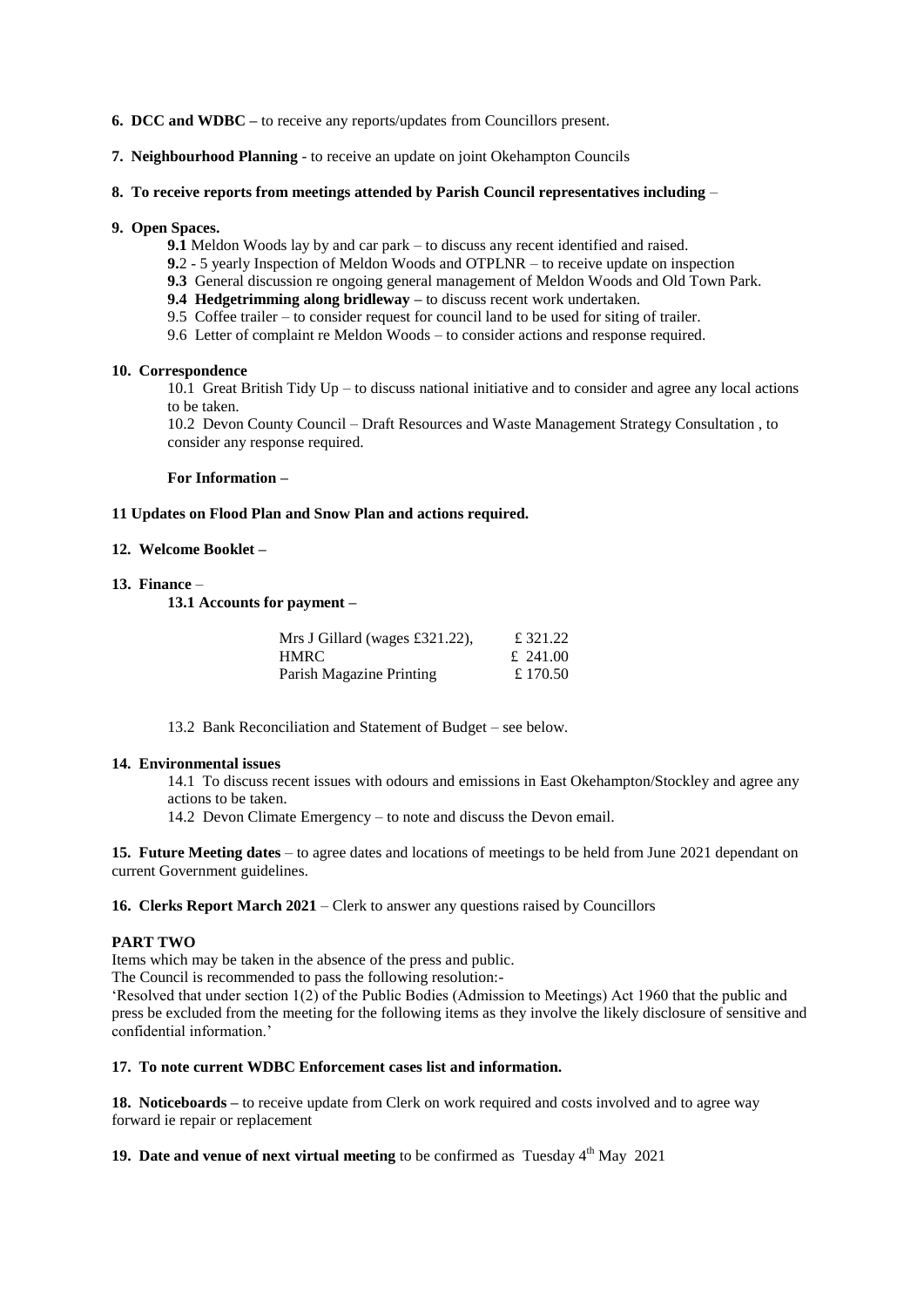**6. DCC and WDBC –** to receive any reports/updates from Councillors present.

**7. Neighbourhood Planning** - to receive an update on joint Okehampton Councils

**8. To receive reports from meetings attended by Parish Council representatives including** –

**9. Open Spaces.**

**9.1** Meldon Woods lay by and car park – to discuss any recent identified and raised.

**9.**2 - 5 yearly Inspection of Meldon Woods and OTPLNR – to receive update on inspection

**9.3** General discussion re ongoing general management of Meldon Woods and Old Town Park.

**9.4 Hedgetrimming along bridleway –** to discuss recent work undertaken.

9.5 Coffee trailer – to consider request for council land to be used for siting of trailer.

9.6 Letter of complaint re Meldon Woods – to consider actions and response required.

**10. Correspondence**

10.1 Great British Tidy Up – to discuss national initiative and to consider and agree any local actions to be taken.

10.2 Devon County Council – Draft Resources and Waste Management Strategy Consultation , to consider any response required.

**For Information –**

**11 Updates on Flood Plan and Snow Plan and actions required.**

**12. Welcome Booklet –**

**13. Finance** –

**13.1 Accounts for payment –**

| | |
|---|---|
| Mrs J Gillard (wages £321.22), | £ 321.22 |
| HMRC | £ 241.00 |
| Parish Magazine Printing | £ 170.50 |

13.2 Bank Reconciliation and Statement of Budget – see below.

**14. Environmental issues**

14.1 To discuss recent issues with odours and emissions in East Okehampton/Stockley and agree any actions to be taken.

14.2 Devon Climate Emergency – to note and discuss the Devon email.

**15. Future Meeting dates** – to agree dates and locations of meetings to be held from June 2021 dependant on current Government guidelines.

**16. Clerks Report March 2021** – Clerk to answer any questions raised by Councillors

**PART TWO**

Items which may be taken in the absence of the press and public.

The Council is recommended to pass the following resolution:-

'Resolved that under section 1(2) of the Public Bodies (Admission to Meetings) Act 1960 that the public and press be excluded from the meeting for the following items as they involve the likely disclosure of sensitive and confidential information.'

**17. To note current WDBC Enforcement cases list and information.**

**18. Noticeboards –** to receive update from Clerk on work required and costs involved and to agree way forward ie repair or replacement

**19. Date and venue of next virtual meeting** to be confirmed as Tuesday 4th May 2021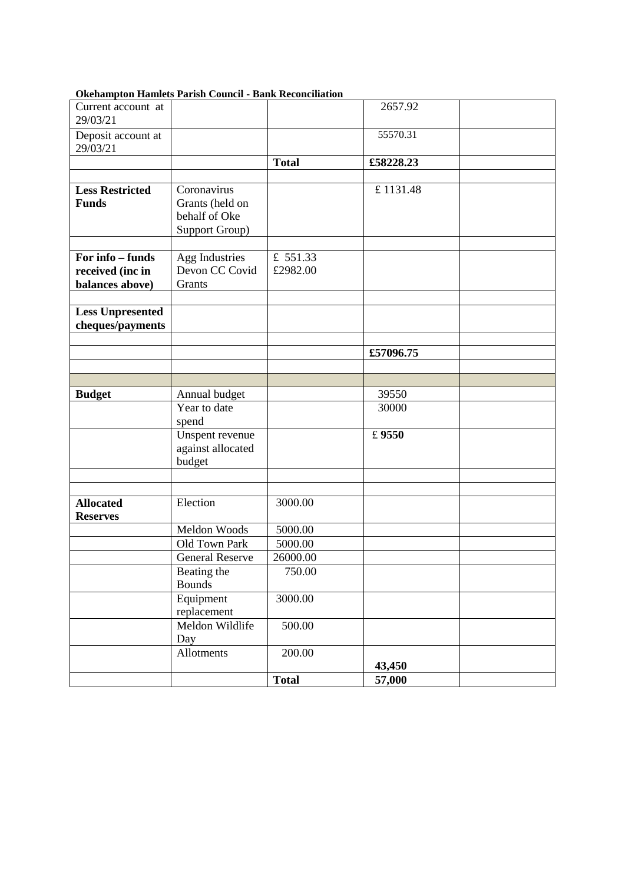**Okehampton Hamlets Parish Council - Bank Reconciliation**

| | | | | |
|---|---|---|---|---|
| Current account at 29/03/21 | | | 2657.92 | |
| Deposit account at 29/03/21 | | | 55570.31 | |
| | | **Total** | **£58228.23** | |
| | | | | |
| **Less Restricted Funds** | Coronavirus Grants (held on behalf of Oke Support Group) | | £ 1131.48 | |
| | | | | |
| **For info – funds received (inc in balances above)** | Agg Industries Devon CC Covid Grants | £ 551.33 £2982.00 | | |
| | | | | |
| **Less Unpresented cheques/payments** | | | | |
| | | | | |
| | | | **£57096.75** | |
| | | | | |
| | | | | |
| **Budget** | Annual budget | | 39550 | |
| | Year to date spend | | 30000 | |
| | Unspent revenue against allocated budget | | **£ 9550** | |
| | | | | |
| | | | | |
| **Allocated Reserves** | Election | 3000.00 | | |
| | Meldon Woods | 5000.00 | | |
| | Old Town Park | 5000.00 | | |
| | General Reserve | 26000.00 | | |
| | Beating the Bounds | 750.00 | | |
| | Equipment replacement | 3000.00 | | |
| | Meldon Wildlife Day | 500.00 | | |
| | Allotments | 200.00 | **43,450** | |
| | | **Total** | **57,000** | |